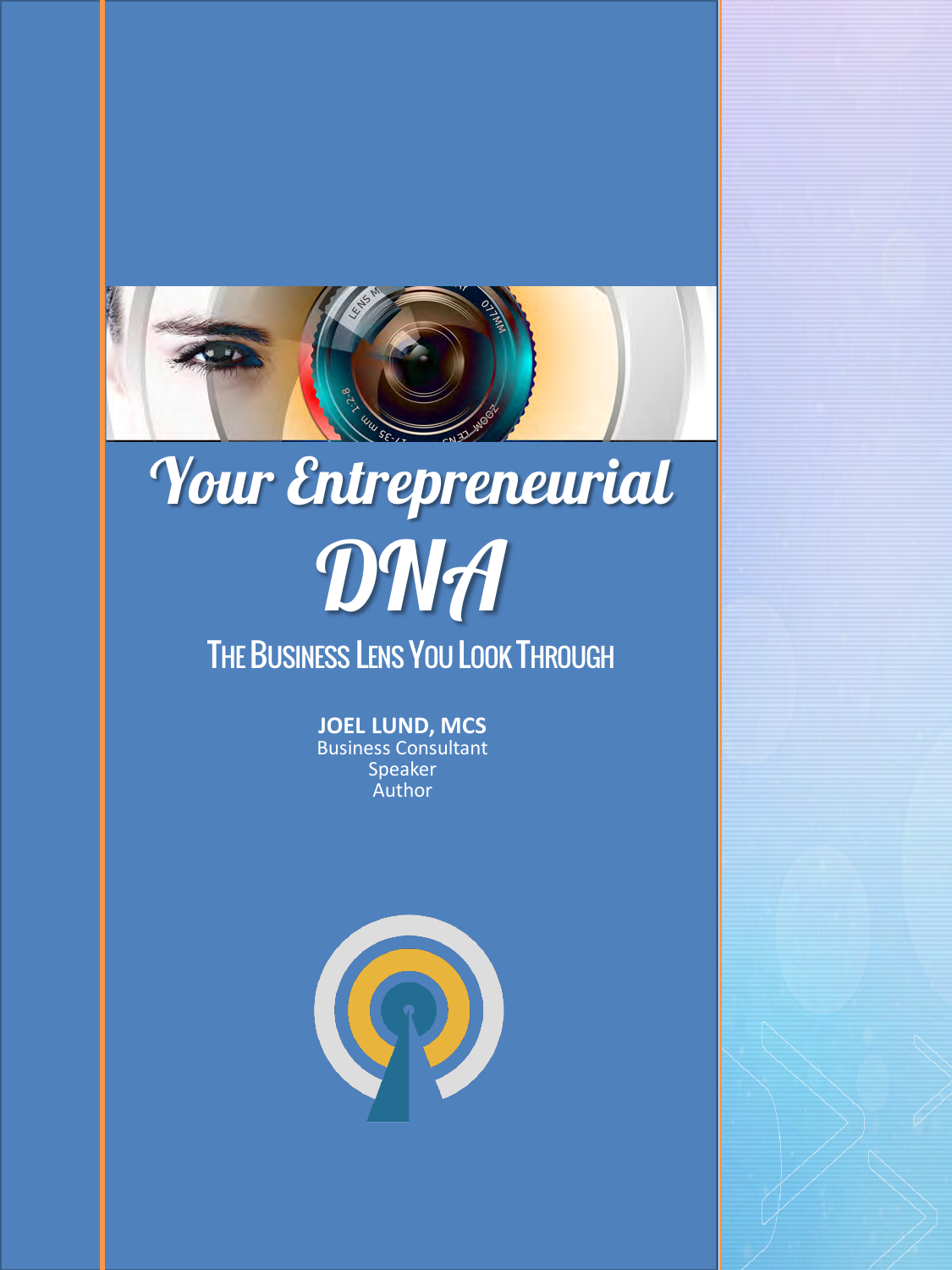# Your Entrepreneurial DNA

## The Business Lens You Look Through

**JOEL LUND, MCS**
Business Consultant
Speaker
Author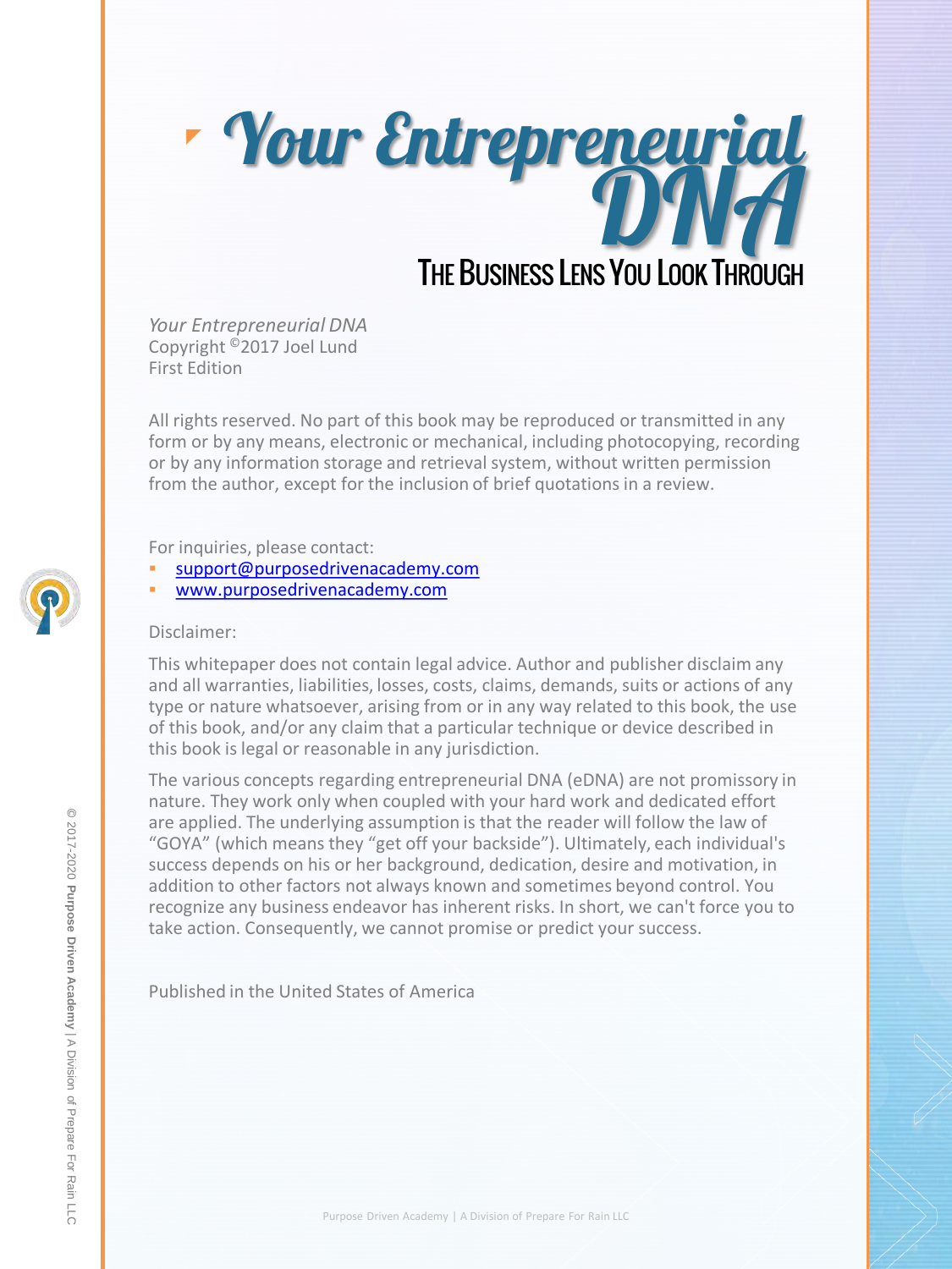# Your Entrepreneurial DNA

## The Business Lens You Look Through

*Your Entrepreneurial DNA*
Copyright ©2017 Joel Lund
First Edition

All rights reserved. No part of this book may be reproduced or transmitted in any form or by any means, electronic or mechanical, including photocopying, recording or by any information storage and retrieval system, without written permission from the author, except for the inclusion of brief quotations in a review.

For inquiries, please contact:

- support@purposedrivenacademy.com
- www.purposedrivenacademy.com

Disclaimer:

This whitepaper does not contain legal advice. Author and publisher disclaim any and all warranties, liabilities, losses, costs, claims, demands, suits or actions of any type or nature whatsoever, arising from or in any way related to this book, the use of this book, and/or any claim that a particular technique or device described in this book is legal or reasonable in any jurisdiction.

The various concepts regarding entrepreneurial DNA (eDNA) are not promissory in nature. They work only when coupled with your hard work and dedicated effort are applied. The underlying assumption is that the reader will follow the law of "GOYA" (which means they "get off your backside"). Ultimately, each individual's success depends on his or her background, dedication, desire and motivation, in addition to other factors not always known and sometimes beyond control. You recognize any business endeavor has inherent risks. In short, we can't force you to take action. Consequently, we cannot promise or predict your success.

Published in the United States of America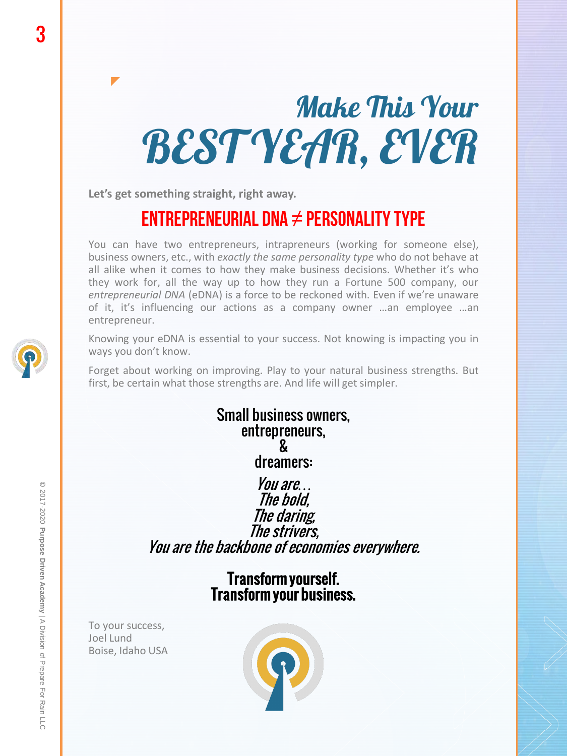# Make This Your BEST YEAR, EVER

**Let's get something straight, right away.**

## ENTREPRENEURIAL DNA ≠ PERSONALITY TYPE

You can have two entrepreneurs, intrapreneurs (working for someone else), business owners, etc., with *exactly the same personality type* who do not behave at all alike when it comes to how they make business decisions. Whether it's who they work for, all the way up to how they run a Fortune 500 company, our *entrepreneurial DNA* (eDNA) is a force to be reckoned with. Even if we're unaware of it, it's influencing our actions as a company owner …an employee …an entrepreneur.

Knowing your eDNA is essential to your success. Not knowing is impacting you in ways you don't know.

Forget about working on improving. Play to your natural business strengths. But first, be certain what those strengths are. And life will get simpler.

**Small business owners,**
**entrepreneurs,**
**&**
**dreamers:**

*You are…*
*The bold,*
*The daring,*
*The strivers,*
*You are the backbone of economies everywhere.*

**Transform yourself.**
**Transform your business.**

To your success,
Joel Lund
Boise, Idaho USA

© 2017-2020 **Purpose Driven Academy** | A Division of Prepare For Rain LLC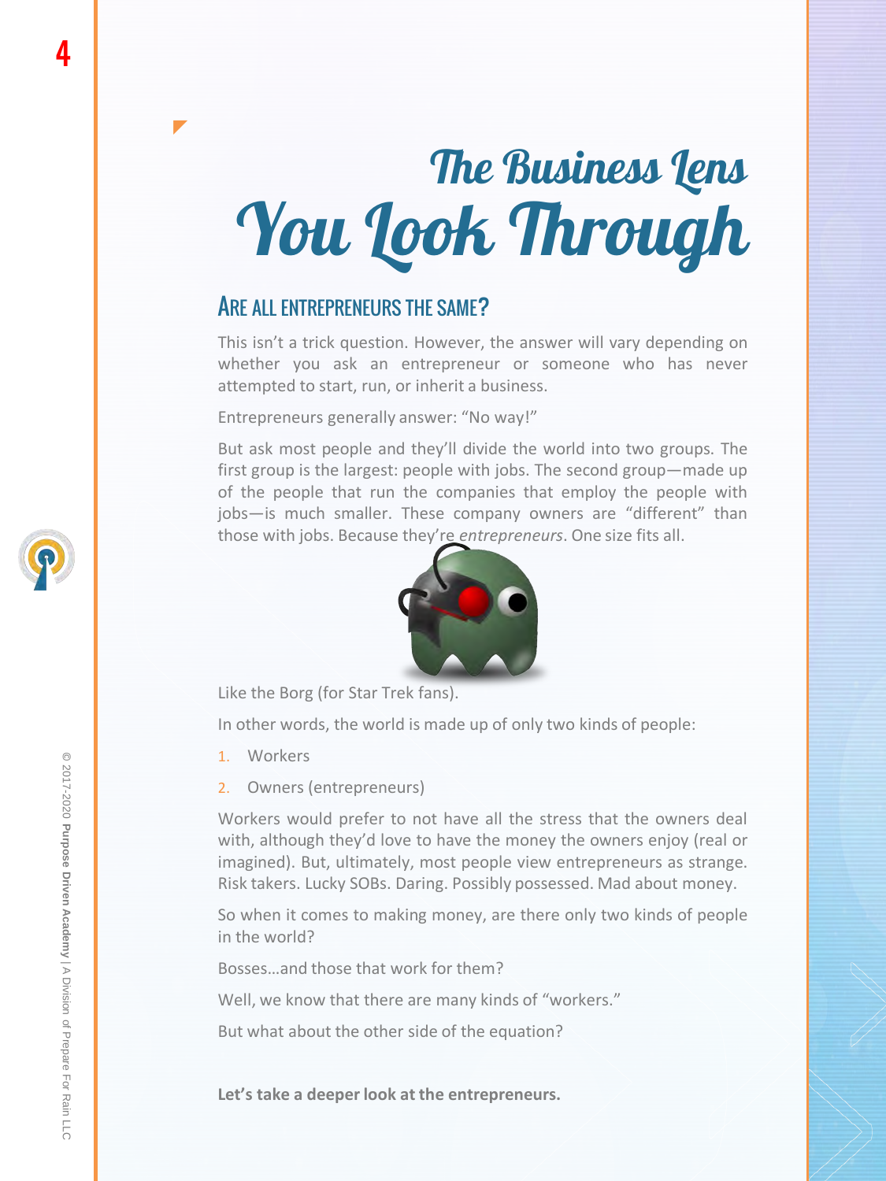# The Business Lens You Look Through

## Are All Entrepreneurs the Same?

This isn't a trick question. However, the answer will vary depending on whether you ask an entrepreneur or someone who has never attempted to start, run, or inherit a business.

Entrepreneurs generally answer: "No way!"

But ask most people and they'll divide the world into two groups. The first group is the largest: people with jobs. The second group—made up of the people that run the companies that employ the people with jobs—is much smaller. These company owners are "different" than those with jobs. Because they're *entrepreneurs*. One size fits all.

Like the Borg (for Star Trek fans).

In other words, the world is made up of only two kinds of people:

1. Workers
2. Owners (entrepreneurs)

Workers would prefer to not have all the stress that the owners deal with, although they'd love to have the money the owners enjoy (real or imagined). But, ultimately, most people view entrepreneurs as strange. Risk takers. Lucky SOBs. Daring. Possibly possessed. Mad about money.

So when it comes to making money, are there only two kinds of people in the world?

Bosses…and those that work for them?

Well, we know that there are many kinds of "workers."

But what about the other side of the equation?

**Let's take a deeper look at the entrepreneurs.**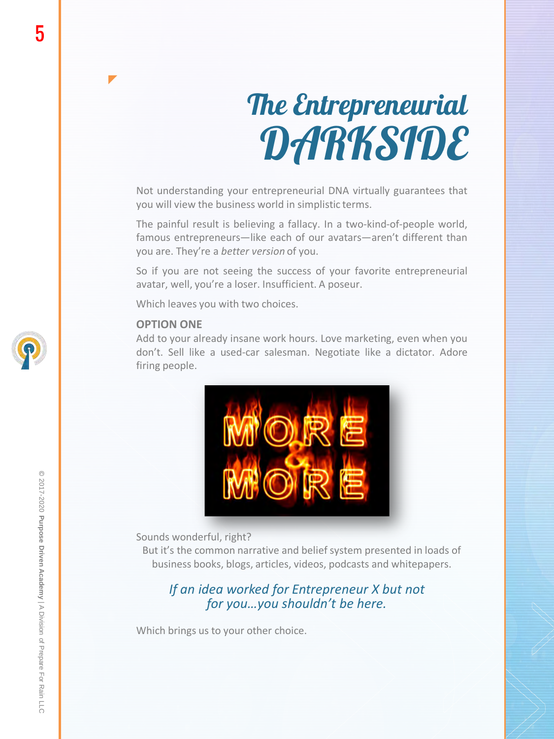# The Entrepreneurial DARKSIDE

Not understanding your entrepreneurial DNA virtually guarantees that you will view the business world in simplistic terms.

The painful result is believing a fallacy. In a two-kind-of-people world, famous entrepreneurs—like each of our avatars—aren't different than you are. They're a *better version* of you.

So if you are not seeing the success of your favorite entrepreneurial avatar, well, you're a loser. Insufficient. A poseur.

Which leaves you with two choices.

**OPTION ONE**

Add to your already insane work hours. Love marketing, even when you don't. Sell like a used-car salesman. Negotiate like a dictator. Adore firing people.

Sounds wonderful, right?

But it's the common narrative and belief system presented in loads of business books, blogs, articles, videos, podcasts and whitepapers.

*If an idea worked for Entrepreneur X but not for you…you shouldn't be here.*

Which brings us to your other choice.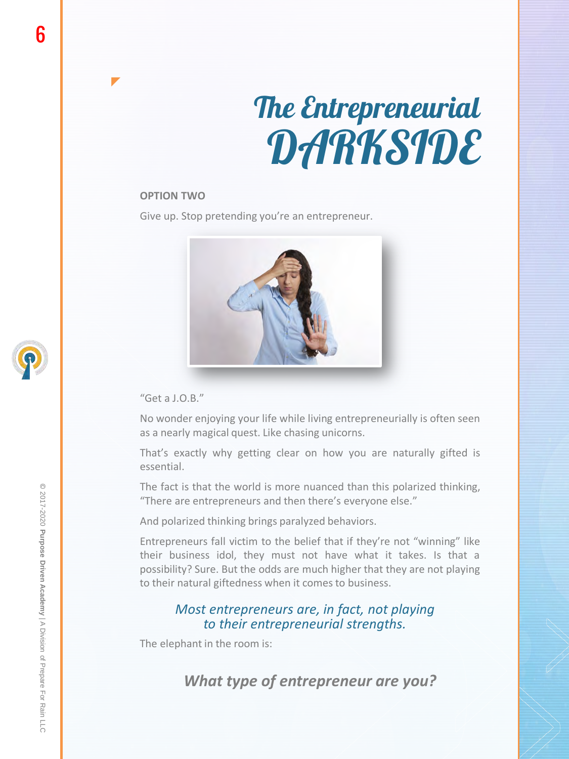# The Entrepreneurial DARKSIDE

**OPTION TWO**

Give up. Stop pretending you're an entrepreneur.

"Get a J.O.B."

No wonder enjoying your life while living entrepreneurially is often seen as a nearly magical quest. Like chasing unicorns.

That's exactly why getting clear on how you are naturally gifted is essential.

The fact is that the world is more nuanced than this polarized thinking, "There are entrepreneurs and then there's everyone else."

And polarized thinking brings paralyzed behaviors.

Entrepreneurs fall victim to the belief that if they're not "winning" like their business idol, they must not have what it takes. Is that a possibility? Sure. But the odds are much higher that they are not playing to their natural giftedness when it comes to business.

*Most entrepreneurs are, in fact, not playing to their entrepreneurial strengths.*

The elephant in the room is:

***What type of entrepreneur are you?***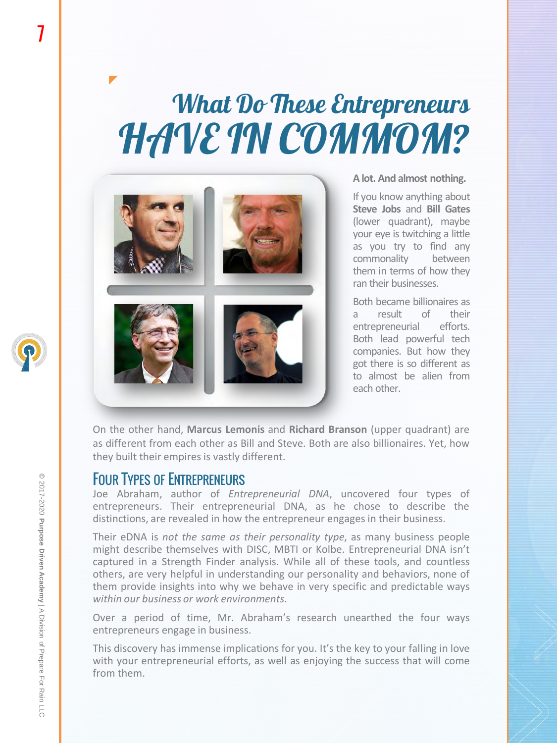# What Do These Entrepreneurs HAVE IN COMMOM?

**A lot. And almost nothing.**

If you know anything about **Steve Jobs** and **Bill Gates** (lower quadrant), maybe your eye is twitching a little as you try to find any commonality between them in terms of how they ran their businesses.

Both became billionaires as a result of their entrepreneurial efforts. Both lead powerful tech companies. But how they got there is so different as to almost be alien from each other.

On the other hand, **Marcus Lemonis** and **Richard Branson** (upper quadrant) are as different from each other as Bill and Steve. Both are also billionaires. Yet, how they built their empires is vastly different.

## Four Types of Entrepreneurs

Joe Abraham, author of *Entrepreneurial DNA*, uncovered four types of entrepreneurs. Their entrepreneurial DNA, as he chose to describe the distinctions, are revealed in how the entrepreneur engages in their business.

Their eDNA is *not the same as their personality type*, as many business people might describe themselves with DISC, MBTI or Kolbe. Entrepreneurial DNA isn't captured in a Strength Finder analysis. While all of these tools, and countless others, are very helpful in understanding our personality and behaviors, none of them provide insights into why we behave in very specific and predictable ways *within our business or work environments*.

Over a period of time, Mr. Abraham's research unearthed the four ways entrepreneurs engage in business.

This discovery has immense implications for you. It's the key to your falling in love with your entrepreneurial efforts, as well as enjoying the success that will come from them.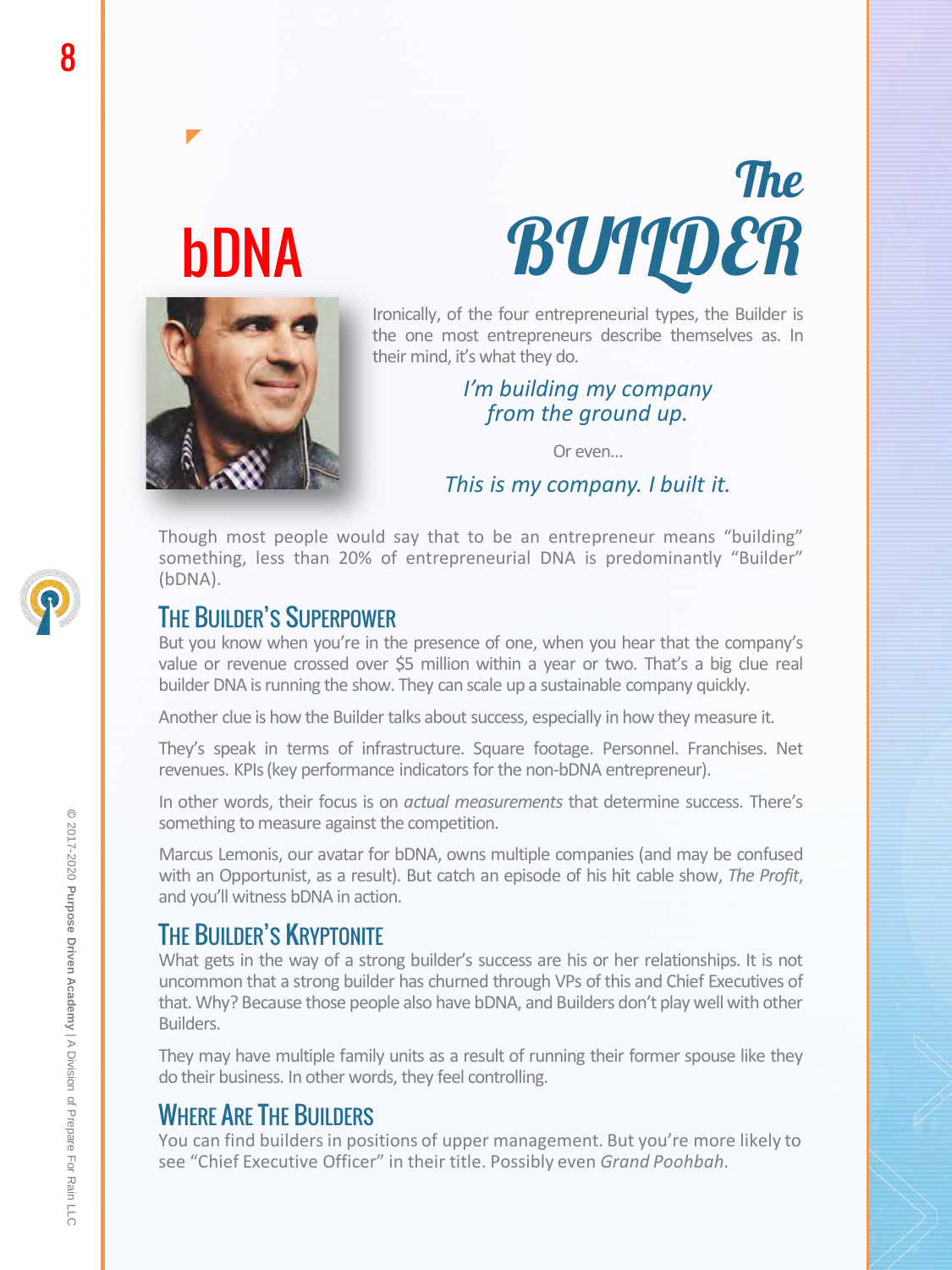# bDNA

# The BUILDER

Ironically, of the four entrepreneurial types, the Builder is the one most entrepreneurs describe themselves as. In their mind, it's what they do.

*I'm building my company from the ground up.*

Or even...

*This is my company. I built it.*

Though most people would say that to be an entrepreneur means "building" something, less than 20% of entrepreneurial DNA is predominantly "Builder" (bDNA).

## The Builder's Superpower

But you know when you're in the presence of one, when you hear that the company's value or revenue crossed over $5 million within a year or two. That's a big clue real builder DNA is running the show. They can scale up a sustainable company quickly.

Another clue is how the Builder talks about success, especially in how they measure it.

They's speak in terms of infrastructure. Square footage. Personnel. Franchises. Net revenues. KPIs (key performance indicators for the non-bDNA entrepreneur).

In other words, their focus is on *actual measurements* that determine success. There's something to measure against the competition.

Marcus Lemonis, our avatar for bDNA, owns multiple companies (and may be confused with an Opportunist, as a result). But catch an episode of his hit cable show, *The Profit*, and you'll witness bDNA in action.

## The Builder's Kryptonite

What gets in the way of a strong builder's success are his or her relationships. It is not uncommon that a strong builder has churned through VPs of this and Chief Executives of that. Why? Because those people also have bDNA, and Builders don't play well with other Builders.

They may have multiple family units as a result of running their former spouse like they do their business. In other words, they feel controlling.

## Where Are The Builders

You can find builders in positions of upper management. But you're more likely to see "Chief Executive Officer" in their title. Possibly even *Grand Poohbah*.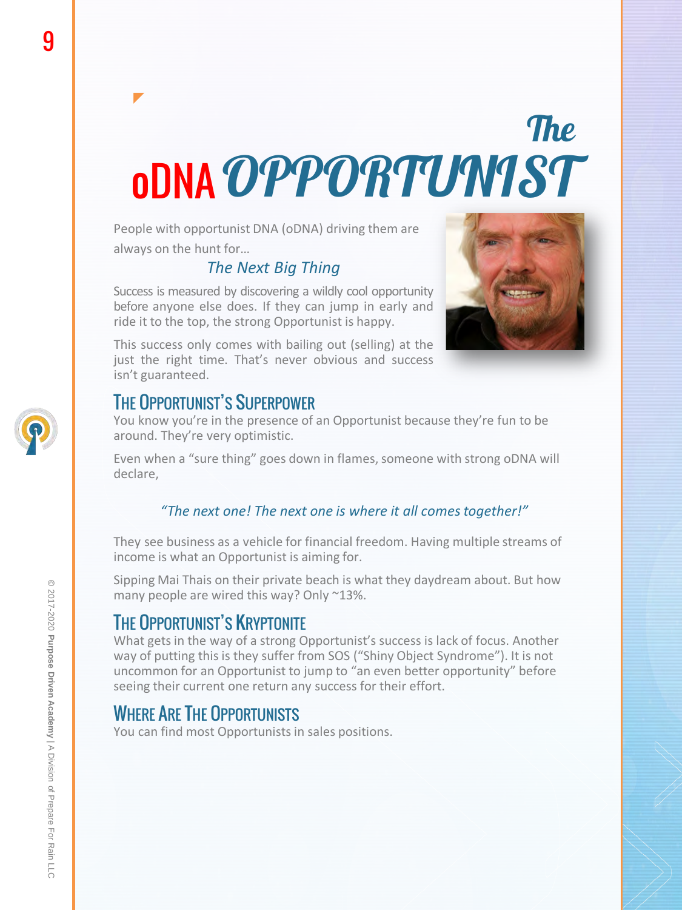# oDNA The OPPORTUNIST

People with opportunist DNA (oDNA) driving them are always on the hunt for…

*The Next Big Thing*

Success is measured by discovering a wildly cool opportunity before anyone else does. If they can jump in early and ride it to the top, the strong Opportunist is happy.

This success only comes with bailing out (selling) at the just the right time. That's never obvious and success isn't guaranteed.

## The Opportunist's Superpower

You know you're in the presence of an Opportunist because they're fun to be around. They're very optimistic.

Even when a "sure thing" goes down in flames, someone with strong oDNA will declare,

*"The next one! The next one is where it all comes together!"*

They see business as a vehicle for financial freedom. Having multiple streams of income is what an Opportunist is aiming for.

Sipping Mai Thais on their private beach is what they daydream about. But how many people are wired this way? Only ~13%.

## The Opportunist's Kryptonite

What gets in the way of a strong Opportunist's success is lack of focus. Another way of putting this is they suffer from SOS ("Shiny Object Syndrome"). It is not uncommon for an Opportunist to jump to "an even better opportunity" before seeing their current one return any success for their effort.

## Where Are The Opportunists

You can find most Opportunists in sales positions.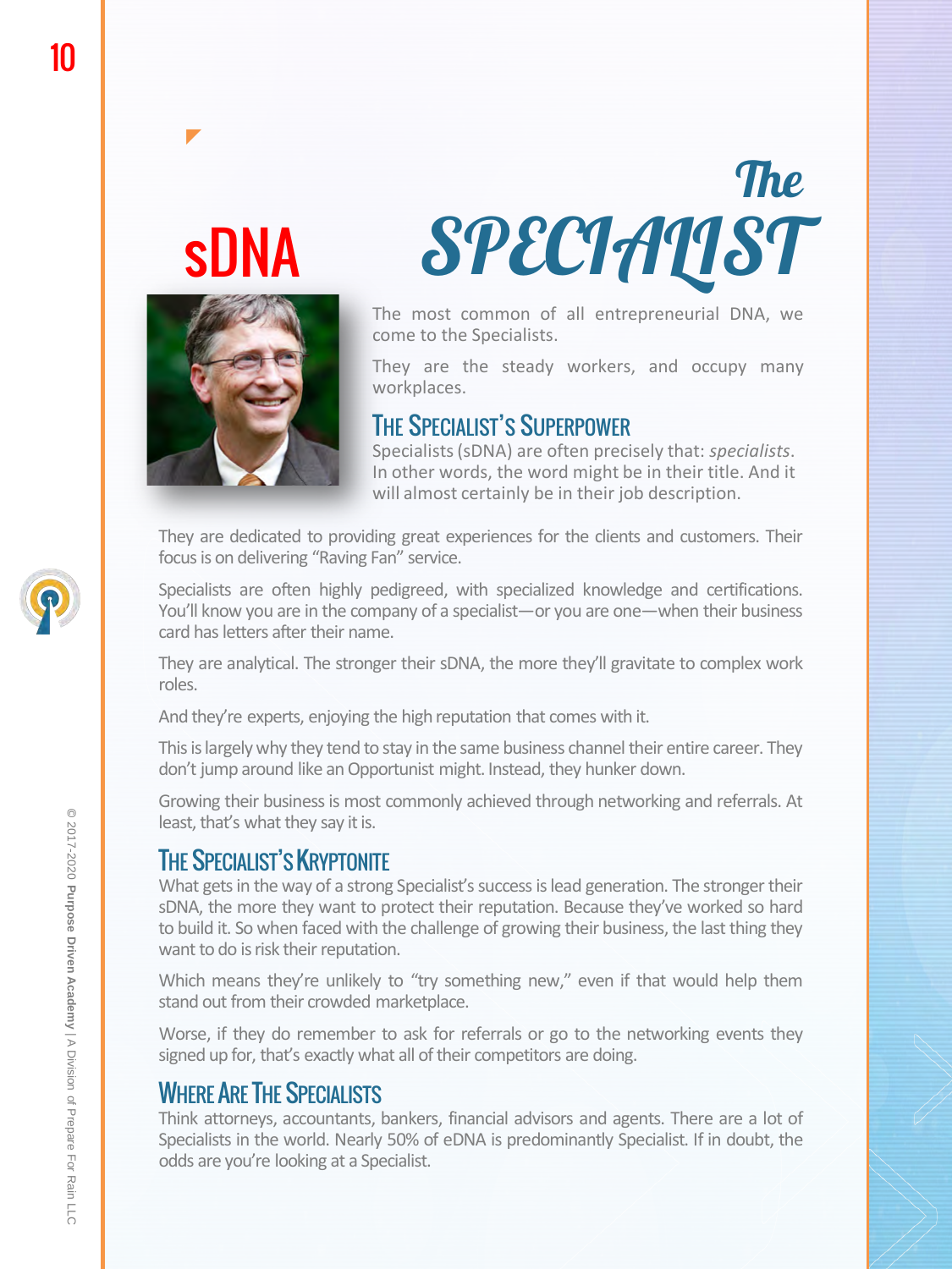# sDNA

# The SPECIALIST

The most common of all entrepreneurial DNA, we come to the Specialists.

They are the steady workers, and occupy many workplaces.

## The Specialist's Superpower

Specialists (sDNA) are often precisely that: *specialists*. In other words, the word might be in their title. And it will almost certainly be in their job description.

They are dedicated to providing great experiences for the clients and customers. Their focus is on delivering "Raving Fan" service.

Specialists are often highly pedigreed, with specialized knowledge and certifications. You'll know you are in the company of a specialist—or you are one—when their business card has letters after their name.

They are analytical. The stronger their sDNA, the more they'll gravitate to complex work roles.

And they're experts, enjoying the high reputation that comes with it.

This is largely why they tend to stay in the same business channel their entire career. They don't jump around like an Opportunist might. Instead, they hunker down.

Growing their business is most commonly achieved through networking and referrals. At least, that's what they say it is.

## The Specialist's Kryptonite

What gets in the way of a strong Specialist's success is lead generation. The stronger their sDNA, the more they want to protect their reputation. Because they've worked so hard to build it. So when faced with the challenge of growing their business, the last thing they want to do is risk their reputation.

Which means they're unlikely to "try something new," even if that would help them stand out from their crowded marketplace.

Worse, if they do remember to ask for referrals or go to the networking events they signed up for, that's exactly what all of their competitors are doing.

## Where Are The Specialists

Think attorneys, accountants, bankers, financial advisors and agents. There are a lot of Specialists in the world. Nearly 50% of eDNA is predominantly Specialist. If in doubt, the odds are you're looking at a Specialist.

© 2017-2020 **Purpose Driven Academy** | A Division of Prepare For Rain LLC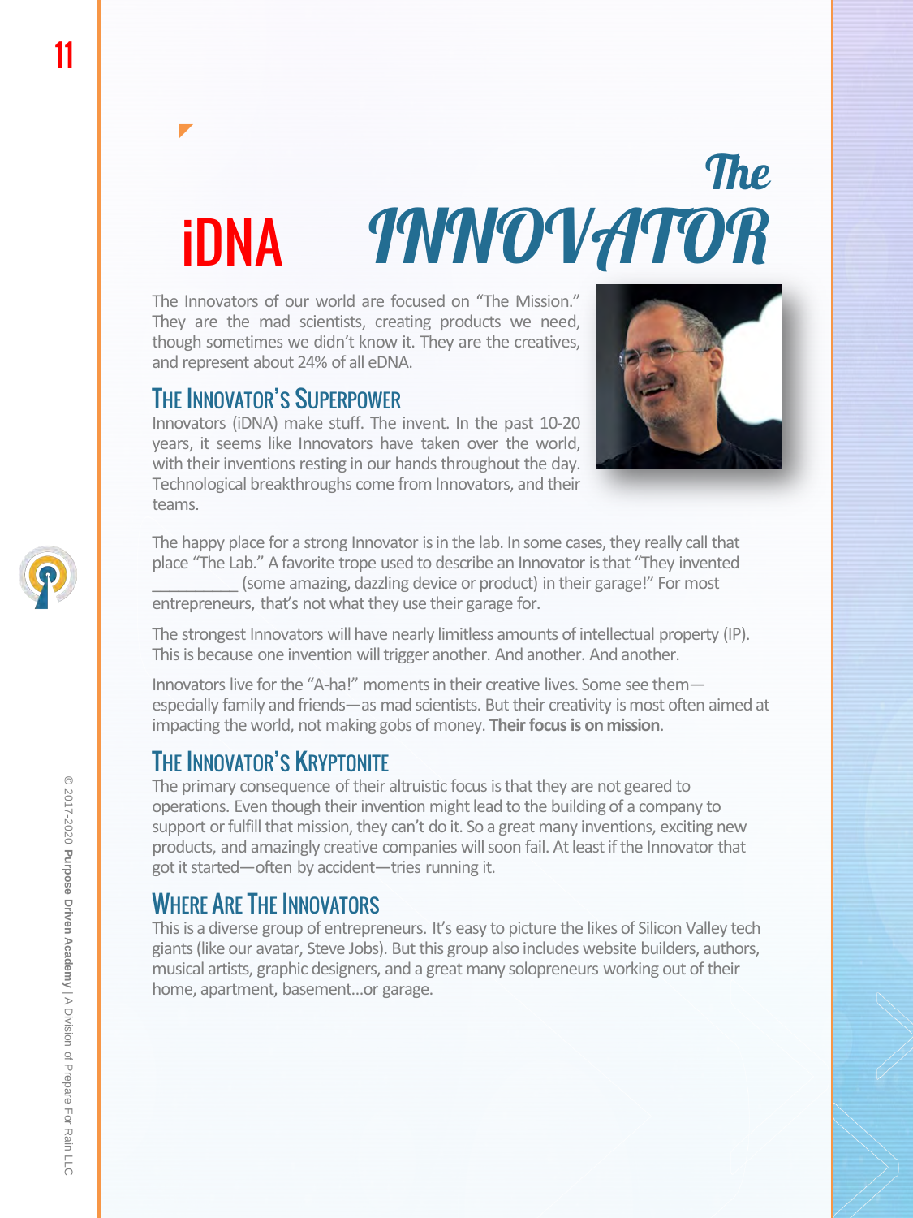# iDNA The INNOVATOR

The Innovators of our world are focused on "The Mission." They are the mad scientists, creating products we need, though sometimes we didn't know it. They are the creatives, and represent about 24% of all eDNA.

## The Innovator's Superpower

Innovators (iDNA) make stuff. The invent. In the past 10-20 years, it seems like Innovators have taken over the world, with their inventions resting in our hands throughout the day. Technological breakthroughs come from Innovators, and their teams.

The happy place for a strong Innovator is in the lab. In some cases, they really call that place "The Lab." A favorite trope used to describe an Innovator is that "They invented __________ (some amazing, dazzling device or product) in their garage!" For most entrepreneurs, that's not what they use their garage for.

The strongest Innovators will have nearly limitless amounts of intellectual property (IP). This is because one invention will trigger another. And another. And another.

Innovators live for the "A-ha!" moments in their creative lives. Some see them—especially family and friends—as mad scientists. But their creativity is most often aimed at impacting the world, not making gobs of money. **Their focus is on mission**.

## The Innovator's Kryptonite

The primary consequence of their altruistic focus is that they are not geared to operations. Even though their invention might lead to the building of a company to support or fulfill that mission, they can't do it. So a great many inventions, exciting new products, and amazingly creative companies will soon fail. At least if the Innovator that got it started—often by accident—tries running it.

## Where Are The Innovators

This is a diverse group of entrepreneurs. It's easy to picture the likes of Silicon Valley tech giants (like our avatar, Steve Jobs). But this group also includes website builders, authors, musical artists, graphic designers, and a great many solopreneurs working out of their home, apartment, basement...or garage.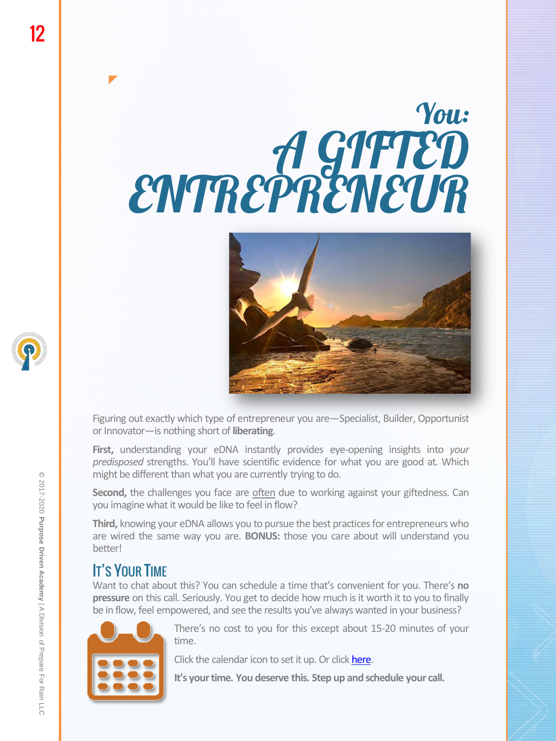# You: A GIFTED ENTREPRENEUR

Figuring out exactly which type of entrepreneur you are—Specialist, Builder, Opportunist or Innovator—is nothing short of **liberating**.

**First,** understanding your eDNA instantly provides eye-opening insights into *your predisposed* strengths. You'll have scientific evidence for what you are good at. Which might be different than what you are currently trying to do.

**Second,** the challenges you face are <u>often</u> due to working against your giftedness. Can you imagine what it would be like to feel in flow?

**Third,** knowing your eDNA allows you to pursue the best practices for entrepreneurs who are wired the same way you are. **BONUS:** those you care about will understand you better!

## It's Your Time

Want to chat about this? You can schedule a time that's convenient for you. There's **no pressure** on this call. Seriously. You get to decide how much is it worth it to you to finally be in flow, feel empowered, and see the results you've always wanted in your business?

There's no cost to you for this except about 15-20 minutes of your time.

Click the calendar icon to set it up. Or click here.

**It's your time. You deserve this. Step up and schedule your call.**

© 2017-2020 **Purpose Driven Academy** | A Division of Prepare For Rain LLC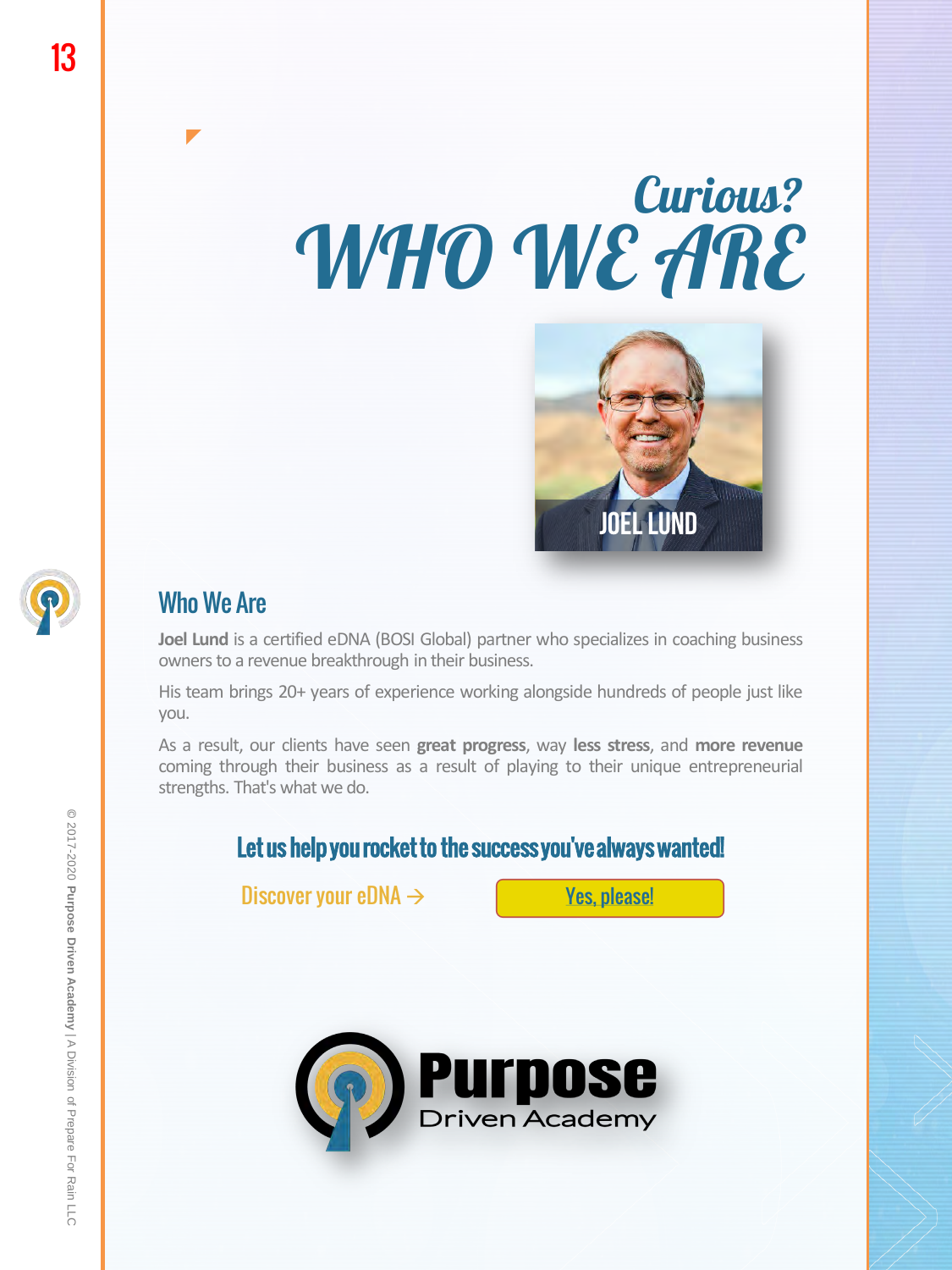# Curious?
# WHO WE ARE

JOEL LUND

## Who We Are

**Joel Lund** is a certified eDNA (BOSI Global) partner who specializes in coaching business owners to a revenue breakthrough in their business.

His team brings 20+ years of experience working alongside hundreds of people just like you.

As a result, our clients have seen **great progress**, way **less stress**, and **more revenue** coming through their business as a result of playing to their unique entrepreneurial strengths. That's what we do.

### Let us help you rocket to the success you've always wanted!

Discover your eDNA →

Yes, please!

Purpose Driven Academy

© 2017-2020 **Purpose Driven Academy** | A Division of Prepare For Rain LLC